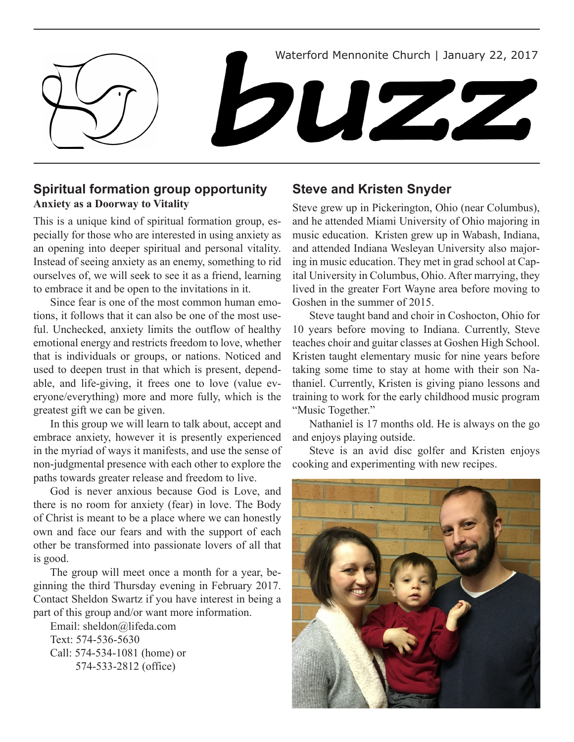Waterford Mennonite Church | January 22, 2017

# buzz

## Spiritual formation group opportunity

**Anxiety as a Doorway to Vitality**

This is a unique kind of spiritual formation group, especially for those who are interested in using anxiety as an opening into deeper spiritual and personal vitality. Instead of seeing anxiety as an enemy, something to rid ourselves of, we will seek to see it as a friend, learning to embrace it and be open to the invitations in it.

Since fear is one of the most common human emotions, it follows that it can also be one of the most useful. Unchecked, anxiety limits the outflow of healthy emotional energy and restricts freedom to love, whether that is individuals or groups, or nations. Noticed and used to deepen trust in that which is present, dependable, and life-giving, it frees one to love (value everyone/everything) more and more fully, which is the greatest gift we can be given.

In this group we will learn to talk about, accept and embrace anxiety, however it is presently experienced in the myriad of ways it manifests, and use the sense of non-judgmental presence with each other to explore the paths towards greater release and freedom to live.

God is never anxious because God is Love, and there is no room for anxiety (fear) in love. The Body of Christ is meant to be a place where we can honestly own and face our fears and with the support of each other be transformed into passionate lovers of all that is good.

The group will meet once a month for a year, beginning the third Thursday evening in February 2017. Contact Sheldon Swartz if you have interest in being a part of this group and/or want more information.

Email: sheldon@lifeda.com
Text: 574-536-5630
Call: 574-534-1081 (home) or
574-533-2812 (office)

## Steve and Kristen Snyder

Steve grew up in Pickerington, Ohio (near Columbus), and he attended Miami University of Ohio majoring in music education. Kristen grew up in Wabash, Indiana, and attended Indiana Wesleyan University also majoring in music education. They met in grad school at Capital University in Columbus, Ohio. After marrying, they lived in the greater Fort Wayne area before moving to Goshen in the summer of 2015.

Steve taught band and choir in Coshocton, Ohio for 10 years before moving to Indiana. Currently, Steve teaches choir and guitar classes at Goshen High School. Kristen taught elementary music for nine years before taking some time to stay at home with their son Nathaniel. Currently, Kristen is giving piano lessons and training to work for the early childhood music program "Music Together."

Nathaniel is 17 months old. He is always on the go and enjoys playing outside.

Steve is an avid disc golfer and Kristen enjoys cooking and experimenting with new recipes.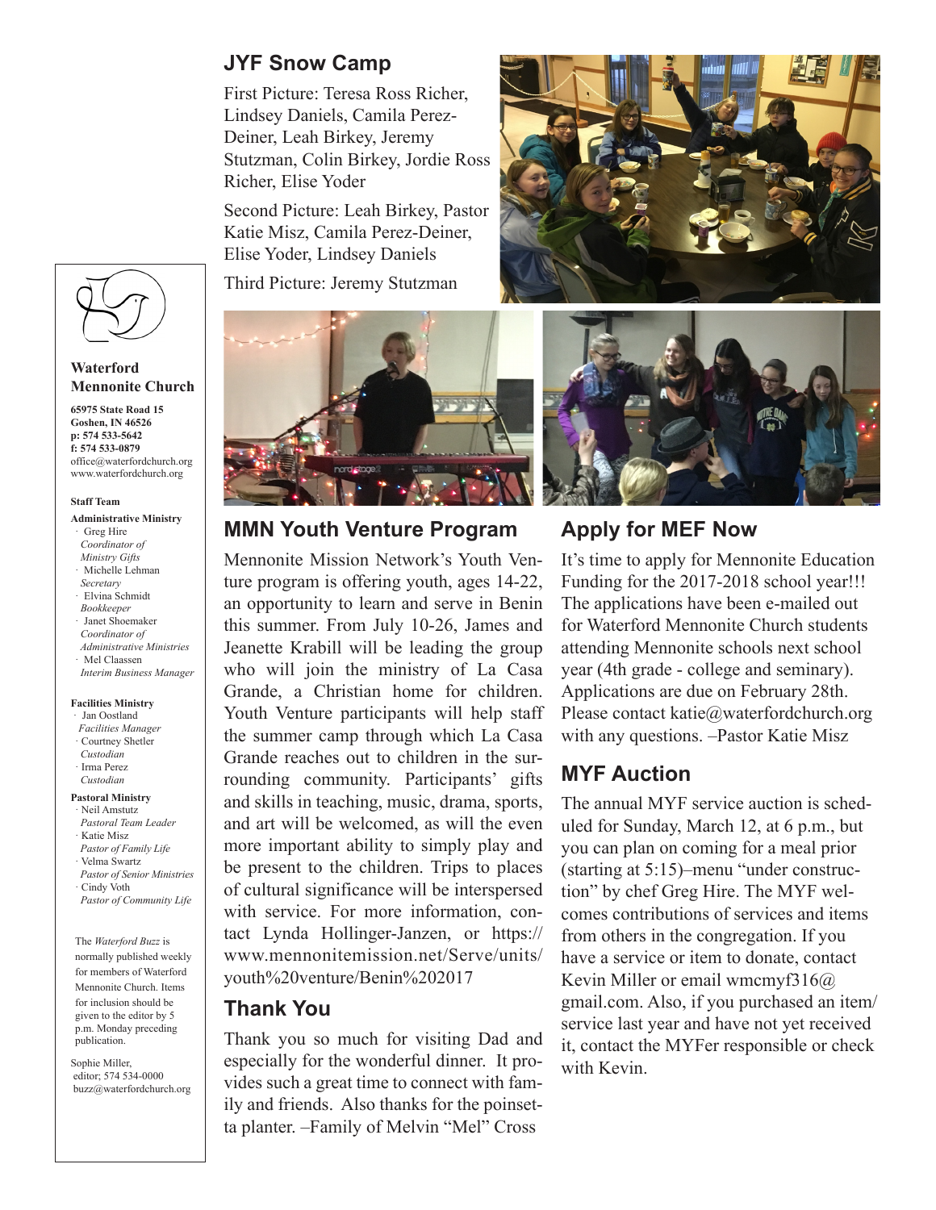## JYF Snow Camp

First Picture: Teresa Ross Richer, Lindsey Daniels, Camila Perez-Deiner, Leah Birkey, Jeremy Stutzman, Colin Birkey, Jordie Ross Richer, Elise Yoder

Second Picture: Leah Birkey, Pastor Katie Misz, Camila Perez-Deiner, Elise Yoder, Lindsey Daniels

Third Picture: Jeremy Stutzman

## MMN Youth Venture Program

Mennonite Mission Network's Youth Venture program is offering youth, ages 14-22, an opportunity to learn and serve in Benin this summer. From July 10-26, James and Jeanette Krabill will be leading the group who will join the ministry of La Casa Grande, a Christian home for children. Youth Venture participants will help staff the summer camp through which La Casa Grande reaches out to children in the surrounding community. Participants' gifts and skills in teaching, music, drama, sports, and art will be welcomed, as will the even more important ability to simply play and be present to the children. Trips to places of cultural significance will be interspersed with service. For more information, contact Lynda Hollinger-Janzen, or https://www.mennonitemission.net/Serve/units/youth%20venture/Benin%202017

## Thank You

Thank you so much for visiting Dad and especially for the wonderful dinner. It provides such a great time to connect with family and friends. Also thanks for the poinsetta planter. –Family of Melvin "Mel" Cross

## Apply for MEF Now

It's time to apply for Mennonite Education Funding for the 2017-2018 school year!!! The applications have been e-mailed out for Waterford Mennonite Church students attending Mennonite schools next school year (4th grade - college and seminary). Applications are due on February 28th. Please contact katie@waterfordchurch.org with any questions. –Pastor Katie Misz

## MYF Auction

The annual MYF service auction is scheduled for Sunday, March 12, at 6 p.m., but you can plan on coming for a meal prior (starting at 5:15)–menu "under construction" by chef Greg Hire. The MYF welcomes contributions of services and items from others in the congregation. If you have a service or item to donate, contact Kevin Miller or email wmcmyf316@gmail.com. Also, if you purchased an item/service last year and have not yet received it, contact the MYFer responsible or check with Kevin.

---

**Waterford Mennonite Church**

**65975 State Road 15**
**Goshen, IN 46526**
**p: 574 533-5642**
**f: 574 533-0879**
office@waterfordchurch.org
www.waterfordchurch.org

**Staff Team**

**Administrative Ministry**
- Greg Hire
  *Coordinator of Ministry Gifts*
- Michelle Lehman
  *Secretary*
- Elvina Schmidt
  *Bookkeeper*
- Janet Shoemaker
  *Coordinator of Administrative Ministries*
- Mel Claassen
  *Interim Business Manager*

**Facilities Ministry**
- Jan Oostland
  *Facilities Manager*
- Courtney Shetler
  *Custodian*
- Irma Perez
  *Custodian*

**Pastoral Ministry**
- Neil Amstutz
  *Pastoral Team Leader*
- Katie Misz
  *Pastor of Family Life*
- Velma Swartz
  *Pastor of Senior Ministries*
- Cindy Voth
  *Pastor of Community Life*

The *Waterford Buzz* is normally published weekly for members of Waterford Mennonite Church. Items for inclusion should be given to the editor by 5 p.m. Monday preceding publication.

Sophie Miller, editor; 574 534-0000
buzz@waterfordchurch.org